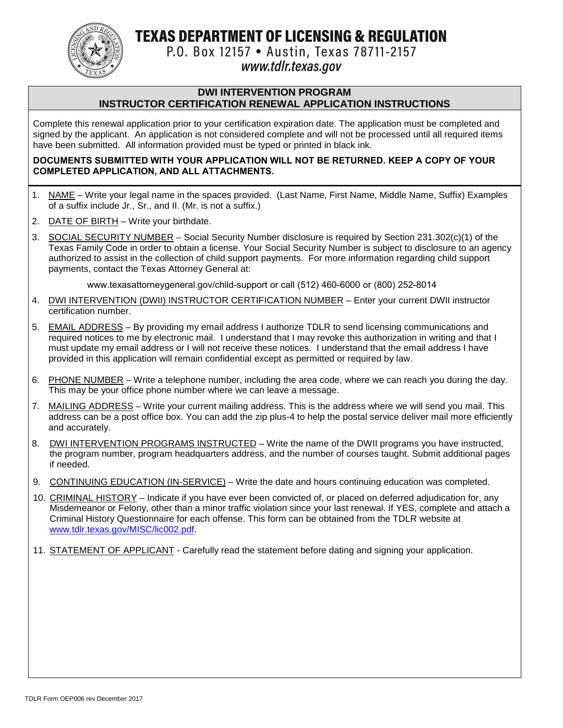# TEXAS DEPARTMENT OF LICENSING & REGULATION

P.O. Box 12157 • Austin, Texas 78711-2157

*www.tdlr.texas.gov*

## DWI INTERVENTION PROGRAM
## INSTRUCTOR CERTIFICATION RENEWAL APPLICATION INSTRUCTIONS

Complete this renewal application prior to your certification expiration date. The application must be completed and signed by the applicant. An application is not considered complete and will not be processed until all required items have been submitted. All information provided must be typed or printed in black ink.

**DOCUMENTS SUBMITTED WITH YOUR APPLICATION WILL NOT BE RETURNED. KEEP A COPY OF YOUR COMPLETED APPLICATION, AND ALL ATTACHMENTS.**

1. NAME – Write your legal name in the spaces provided. (Last Name, First Name, Middle Name, Suffix) Examples of a suffix include Jr., Sr., and II. (Mr. is not a suffix.)
2. DATE OF BIRTH – Write your birthdate.
3. SOCIAL SECURITY NUMBER – Social Security Number disclosure is required by Section 231.302(c)(1) of the Texas Family Code in order to obtain a license. Your Social Security Number is subject to disclosure to an agency authorized to assist in the collection of child support payments. For more information regarding child support payments, contact the Texas Attorney General at:

   www.texasattorneygeneral.gov/child-support or call (512) 460-6000 or (800) 252-8014
4. DWI INTERVENTION (DWII) INSTRUCTOR CERTIFICATION NUMBER – Enter your current DWII instructor certification number.
5. EMAIL ADDRESS – By providing my email address I authorize TDLR to send licensing communications and required notices to me by electronic mail. I understand that I may revoke this authorization in writing and that I must update my email address or I will not receive these notices. I understand that the email address I have provided in this application will remain confidential except as permitted or required by law.
6. PHONE NUMBER – Write a telephone number, including the area code, where we can reach you during the day. This may be your office phone number where we can leave a message.
7. MAILING ADDRESS – Write your current mailing address. This is the address where we will send you mail. This address can be a post office box. You can add the zip plus-4 to help the postal service deliver mail more efficiently and accurately.
8. DWI INTERVENTION PROGRAMS INSTRUCTED – Write the name of the DWII programs you have instructed, the program number, program headquarters address, and the number of courses taught. Submit additional pages if needed.
9. CONTINUING EDUCATION (IN-SERVICE) – Write the date and hours continuing education was completed.
10. CRIMINAL HISTORY – Indicate if you have ever been convicted of, or placed on deferred adjudication for, any Misdemeanor or Felony, other than a minor traffic violation since your last renewal. If YES, complete and attach a Criminal History Questionnaire for each offense. This form can be obtained from the TDLR website at www.tdlr.texas.gov/MISC/lic002.pdf.
11. STATEMENT OF APPLICANT - Carefully read the statement before dating and signing your application.

TDLR Form OEP006 rev December 2017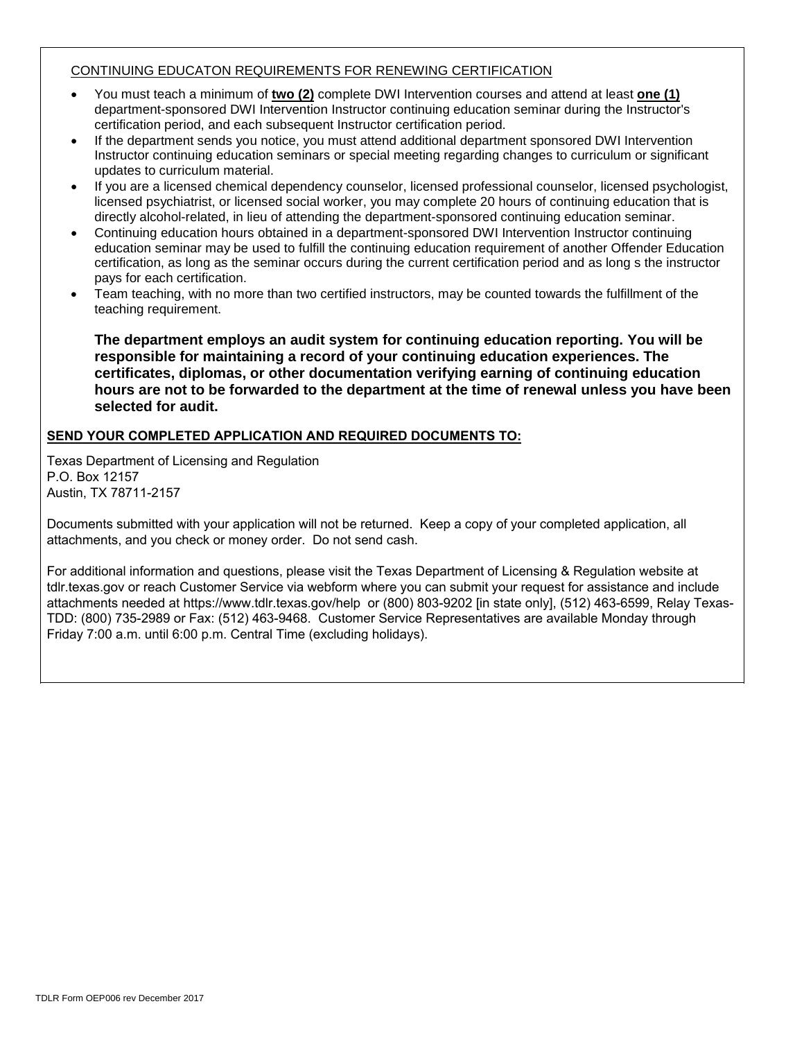CONTINUING EDUCATON REQUIREMENTS FOR RENEWING CERTIFICATION

- You must teach a minimum of **two (2)** complete DWI Intervention courses and attend at least **one (1)** department-sponsored DWI Intervention Instructor continuing education seminar during the Instructor's certification period, and each subsequent Instructor certification period.
- If the department sends you notice, you must attend additional department sponsored DWI Intervention Instructor continuing education seminars or special meeting regarding changes to curriculum or significant updates to curriculum material.
- If you are a licensed chemical dependency counselor, licensed professional counselor, licensed psychologist, licensed psychiatrist, or licensed social worker, you may complete 20 hours of continuing education that is directly alcohol-related, in lieu of attending the department-sponsored continuing education seminar.
- Continuing education hours obtained in a department-sponsored DWI Intervention Instructor continuing education seminar may be used to fulfill the continuing education requirement of another Offender Education certification, as long as the seminar occurs during the current certification period and as long s the instructor pays for each certification.
- Team teaching, with no more than two certified instructors, may be counted towards the fulfillment of the teaching requirement.

**The department employs an audit system for continuing education reporting. You will be responsible for maintaining a record of your continuing education experiences. The certificates, diplomas, or other documentation verifying earning of continuing education hours are not to be forwarded to the department at the time of renewal unless you have been selected for audit.**

**SEND YOUR COMPLETED APPLICATION AND REQUIRED DOCUMENTS TO:**

Texas Department of Licensing and Regulation
P.O. Box 12157
Austin, TX 78711-2157

Documents submitted with your application will not be returned. Keep a copy of your completed application, all attachments, and you check or money order. Do not send cash.

For additional information and questions, please visit the Texas Department of Licensing & Regulation website at tdlr.texas.gov or reach Customer Service via webform where you can submit your request for assistance and include attachments needed at https://www.tdlr.texas.gov/help or (800) 803-9202 [in state only], (512) 463-6599, Relay Texas-TDD: (800) 735-2989 or Fax: (512) 463-9468. Customer Service Representatives are available Monday through Friday 7:00 a.m. until 6:00 p.m. Central Time (excluding holidays).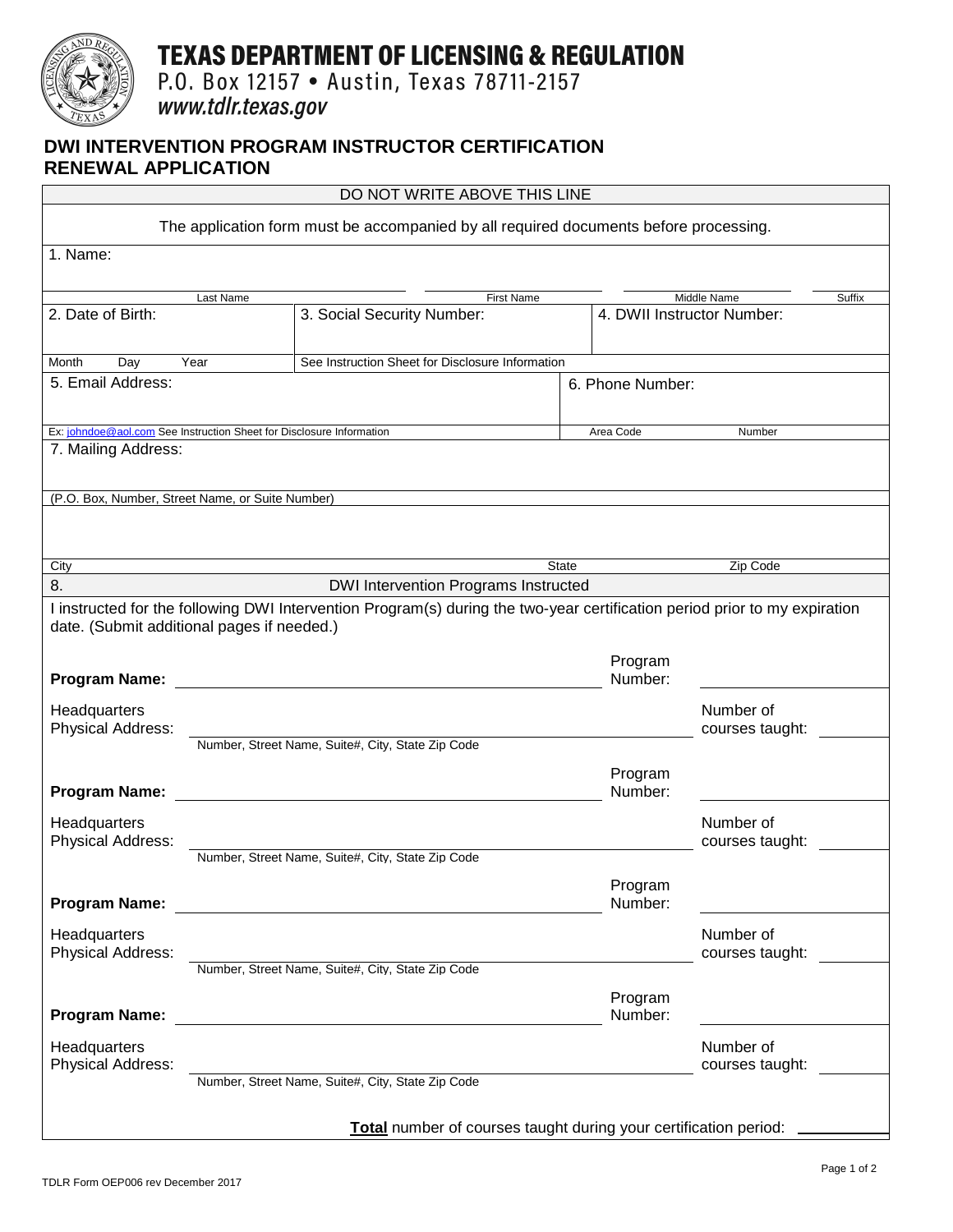# TEXAS DEPARTMENT OF LICENSING & REGULATION

P.O. Box 12157 • Austin, Texas 78711-2157

www.tdlr.texas.gov

## DWI INTERVENTION PROGRAM INSTRUCTOR CERTIFICATION RENEWAL APPLICATION

DO NOT WRITE ABOVE THIS LINE

The application form must be accompanied by all required documents before processing.

1. Name:

| Last Name | First Name | Middle Name | Suffix |
|---|---|---|---|
| | | | |

| 2. Date of Birth: | 3. Social Security Number: | 4. DWII Instructor Number: |
|---|---|---|
| Month Day Year | See Instruction Sheet for Disclosure Information | |

| 5. Email Address: | 6. Phone Number: |
|---|---|
| Ex: johndoe@aol.com See Instruction Sheet for Disclosure Information | Area Code Number |

7. Mailing Address:

(P.O. Box, Number, Street Name, or Suite Number)

| City | State | Zip Code |
|---|---|---|
| | | |

### 8. DWI Intervention Programs Instructed

I instructed for the following DWI Intervention Program(s) during the two-year certification period prior to my expiration date. (Submit additional pages if needed.)

**Program Name:** ______________________ Program Number: ____________

Headquarters Physical Address: ______________________ Number of courses taught: ______
Number, Street Name, Suite#, City, State Zip Code

**Program Name:** ______________________ Program Number: ____________

Headquarters Physical Address: ______________________ Number of courses taught: ______
Number, Street Name, Suite#, City, State Zip Code

**Program Name:** ______________________ Program Number: ____________

Headquarters Physical Address: ______________________ Number of courses taught: ______
Number, Street Name, Suite#, City, State Zip Code

**Program Name:** ______________________ Program Number: ____________

Headquarters Physical Address: ______________________ Number of courses taught: ______
Number, Street Name, Suite#, City, State Zip Code

**Total** number of courses taught during your certification period: ________

TDLR Form OEP006 rev December 2017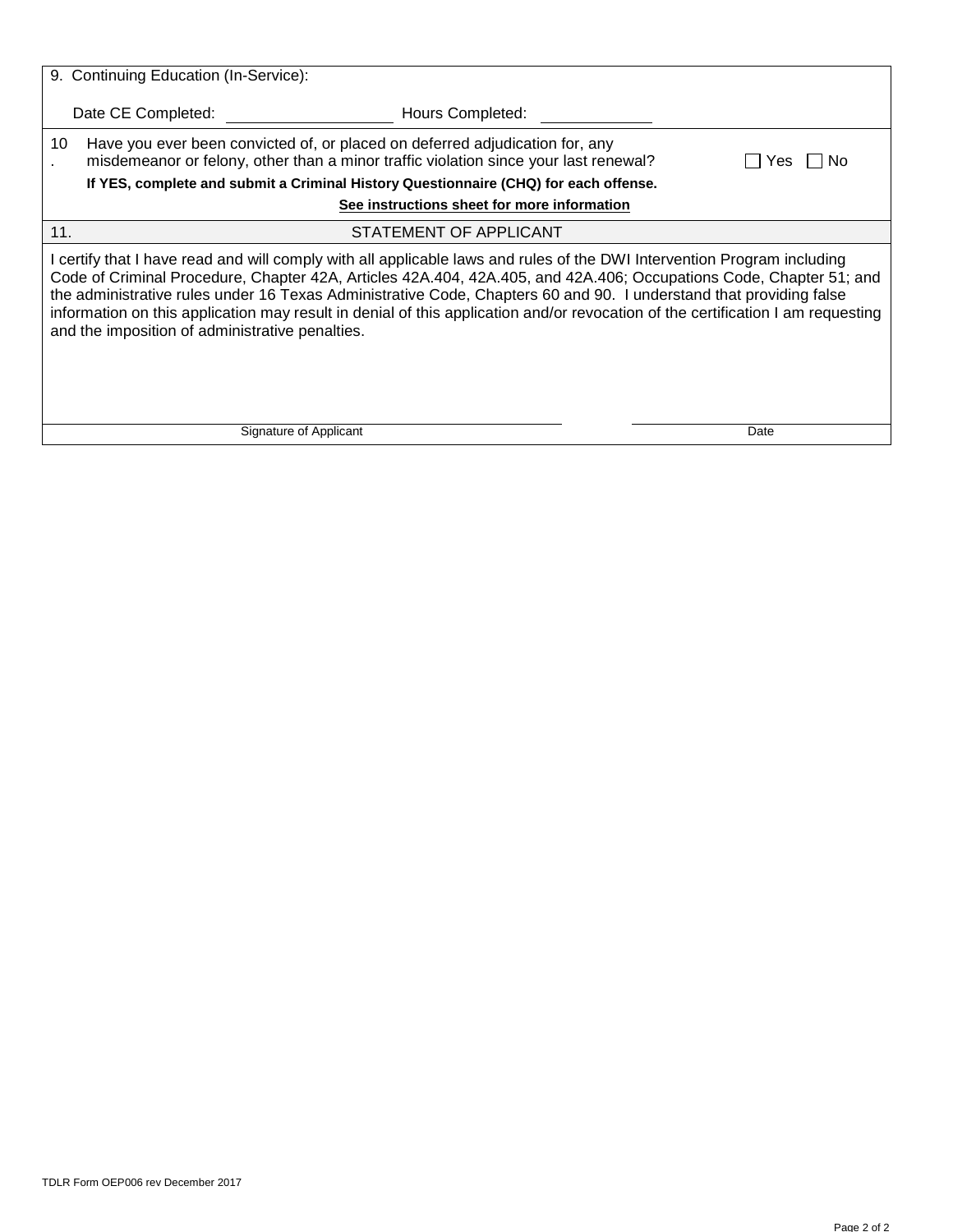9. Continuing Education (In-Service):

Date CE Completed: ____________________ Hours Completed: ______________

10. Have you ever been convicted of, or placed on deferred adjudication for, any misdemeanor or felony, other than a minor traffic violation since your last renewal? ☐ Yes ☐ No

**If YES, complete and submit a Criminal History Questionnaire (CHQ) for each offense.**

**See instructions sheet for more information**

11. STATEMENT OF APPLICANT

I certify that I have read and will comply with all applicable laws and rules of the DWI Intervention Program including Code of Criminal Procedure, Chapter 42A, Articles 42A.404, 42A.405, and 42A.406; Occupations Code, Chapter 51; and the administrative rules under 16 Texas Administrative Code, Chapters 60 and 90. I understand that providing false information on this application may result in denial of this application and/or revocation of the certification I am requesting and the imposition of administrative penalties.

______________________________________ ____________________

Signature of Applicant Date

TDLR Form OEP006 rev December 2017